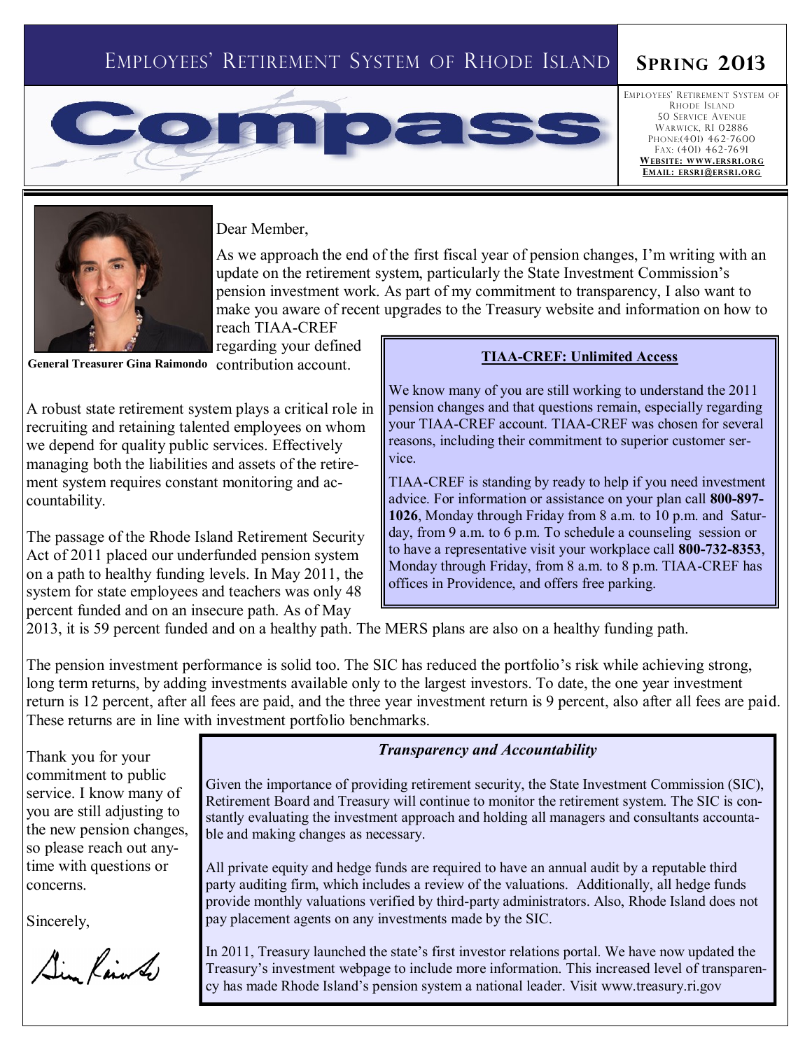# Employees' Retirement System of Rhode Island

## Spring 2013

# Compass

Employees' Retirement System of Rhode Island
50 Service Avenue
Warwick, RI 02886
Phone: (401) 462-7600
Fax: (401) 462-7691
**Website: www.ersri.org**
**Email: ersri@ersri.org**

**General Treasurer Gina Raimondo**

Dear Member,

As we approach the end of the first fiscal year of pension changes, I'm writing with an update on the retirement system, particularly the State Investment Commission's pension investment work. As part of my commitment to transparency, I also want to make you aware of recent upgrades to the Treasury website and information on how to reach TIAA-CREF regarding your defined contribution account.

A robust state retirement system plays a critical role in recruiting and retaining talented employees on whom we depend for quality public services. Effectively managing both the liabilities and assets of the retirement system requires constant monitoring and accountability.

The passage of the Rhode Island Retirement Security Act of 2011 placed our underfunded pension system on a path to healthy funding levels. In May 2011, the system for state employees and teachers was only 48 percent funded and on an insecure path. As of May 2013, it is 59 percent funded and on a healthy path. The MERS plans are also on a healthy funding path.

The pension investment performance is solid too. The SIC has reduced the portfolio's risk while achieving strong, long term returns, by adding investments available only to the largest investors. To date, the one year investment return is 12 percent, after all fees are paid, and the three year investment return is 9 percent, also after all fees are paid. These returns are in line with investment portfolio benchmarks.

Thank you for your commitment to public service. I know many of you are still adjusting to the new pension changes, so please reach out anytime with questions or concerns.

Sincerely,

Gina Raimondo

### TIAA-CREF: Unlimited Access

We know many of you are still working to understand the 2011 pension changes and that questions remain, especially regarding your TIAA-CREF account. TIAA-CREF was chosen for several reasons, including their commitment to superior customer service.

TIAA-CREF is standing by ready to help if you need investment advice. For information or assistance on your plan call **800-897-1026**, Monday through Friday from 8 a.m. to 10 p.m. and Saturday, from 9 a.m. to 6 p.m. To schedule a counseling session or to have a representative visit your workplace call **800-732-8353**, Monday through Friday, from 8 a.m. to 8 p.m. TIAA-CREF has offices in Providence, and offers free parking.

### *Transparency and Accountability*

Given the importance of providing retirement security, the State Investment Commission (SIC), Retirement Board and Treasury will continue to monitor the retirement system. The SIC is constantly evaluating the investment approach and holding all managers and consultants accountable and making changes as necessary.

All private equity and hedge funds are required to have an annual audit by a reputable third party auditing firm, which includes a review of the valuations. Additionally, all hedge funds provide monthly valuations verified by third-party administrators. Also, Rhode Island does not pay placement agents on any investments made by the SIC.

In 2011, Treasury launched the state's first investor relations portal. We have now updated the Treasury's investment webpage to include more information. This increased level of transparency has made Rhode Island's pension system a national leader. Visit www.treasury.ri.gov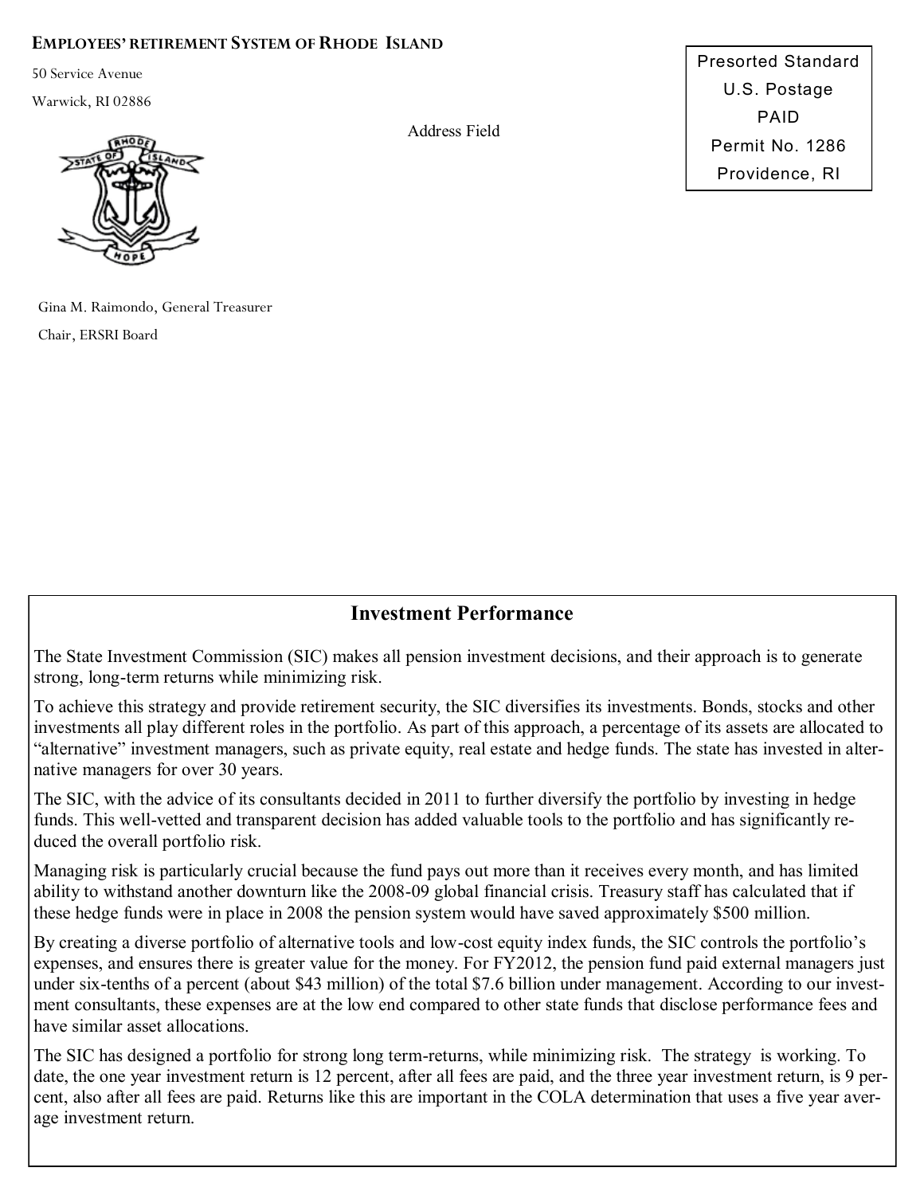**EMPLOYEES' RETIREMENT SYSTEM OF RHODE ISLAND**

50 Service Avenue

Warwick, RI 02886

Address Field

Presorted Standard
U.S. Postage
PAID
Permit No. 1286
Providence, RI

Gina M. Raimondo, General Treasurer

Chair, ERSRI Board

## Investment Performance

The State Investment Commission (SIC) makes all pension investment decisions, and their approach is to generate strong, long-term returns while minimizing risk.

To achieve this strategy and provide retirement security, the SIC diversifies its investments. Bonds, stocks and other investments all play different roles in the portfolio. As part of this approach, a percentage of its assets are allocated to "alternative" investment managers, such as private equity, real estate and hedge funds. The state has invested in alternative managers for over 30 years.

The SIC, with the advice of its consultants decided in 2011 to further diversify the portfolio by investing in hedge funds. This well-vetted and transparent decision has added valuable tools to the portfolio and has significantly reduced the overall portfolio risk.

Managing risk is particularly crucial because the fund pays out more than it receives every month, and has limited ability to withstand another downturn like the 2008-09 global financial crisis. Treasury staff has calculated that if these hedge funds were in place in 2008 the pension system would have saved approximately $500 million.

By creating a diverse portfolio of alternative tools and low-cost equity index funds, the SIC controls the portfolio's expenses, and ensures there is greater value for the money. For FY2012, the pension fund paid external managers just under six-tenths of a percent (about $43 million) of the total $7.6 billion under management. According to our investment consultants, these expenses are at the low end compared to other state funds that disclose performance fees and have similar asset allocations.

The SIC has designed a portfolio for strong long term-returns, while minimizing risk. The strategy is working. To date, the one year investment return is 12 percent, after all fees are paid, and the three year investment return, is 9 percent, also after all fees are paid. Returns like this are important in the COLA determination that uses a five year average investment return.